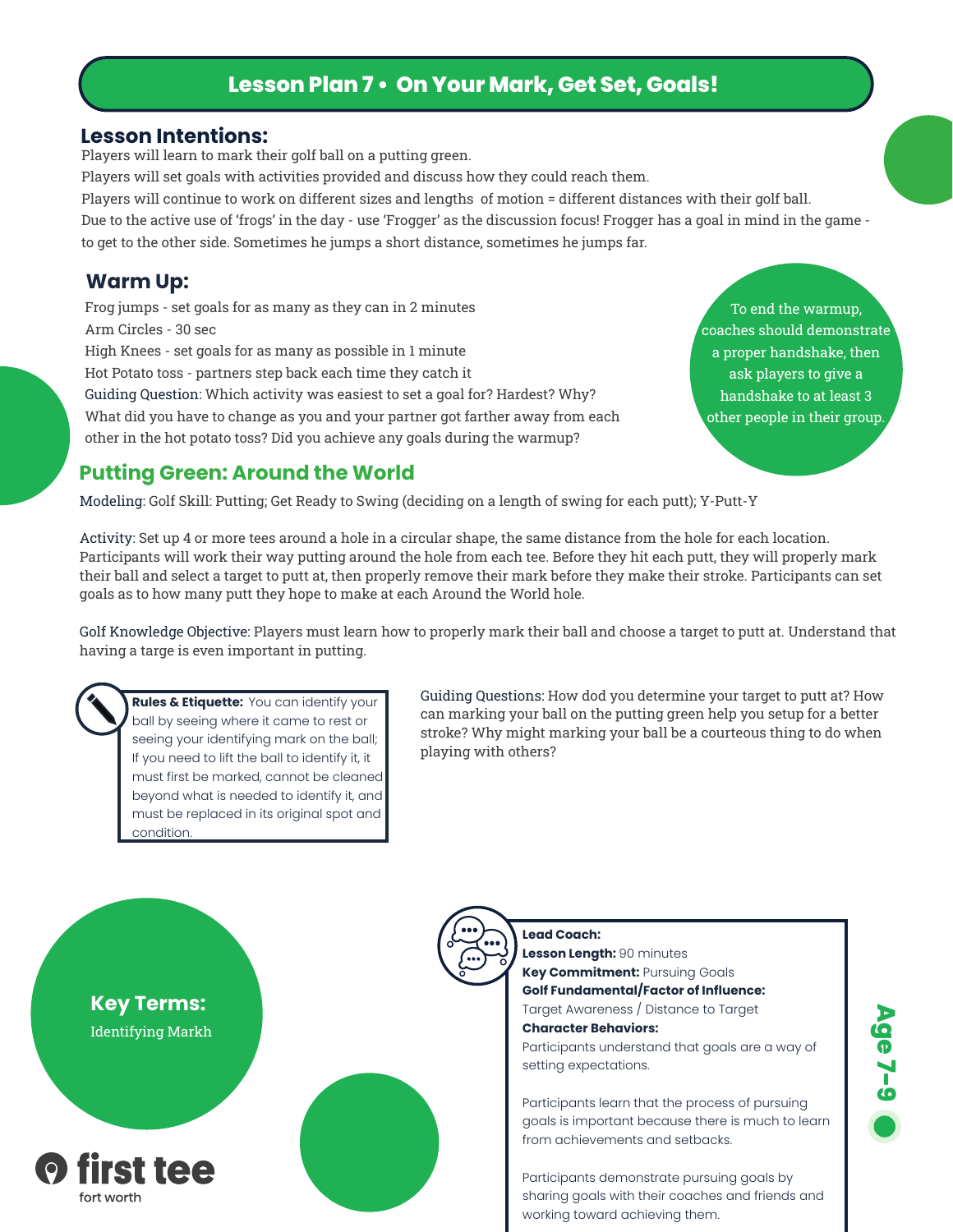# Lesson Plan 7 • On Your Mark, Get Set, Goals!

## Lesson Intentions:

Players will learn to mark their golf ball on a putting green.

Players will set goals with activities provided and discuss how they could reach them.

Players will continue to work on different sizes and lengths of motion = different distances with their golf ball.

Due to the active use of 'frogs' in the day - use 'Frogger' as the discussion focus! Frogger has a goal in mind in the game - to get to the other side. Sometimes he jumps a short distance, sometimes he jumps far.

## Warm Up:

Frog jumps - set goals for as many as they can in 2 minutes

Arm Circles - 30 sec

High Knees - set goals for as many as possible in 1 minute

Hot Potato toss - partners step back each time they catch it

Guiding Question: Which activity was easiest to set a goal for? Hardest? Why? What did you have to change as you and your partner got farther away from each other in the hot potato toss? Did you achieve any goals during the warmup?

To end the warmup, coaches should demonstrate a proper handshake, then ask players to give a handshake to at least 3 other people in their group.

## Putting Green: Around the World

Modeling: Golf Skill: Putting; Get Ready to Swing (deciding on a length of swing for each putt); Y-Putt-Y

Activity: Set up 4 or more tees around a hole in a circular shape, the same distance from the hole for each location. Participants will work their way putting around the hole from each tee. Before they hit each putt, they will properly mark their ball and select a target to putt at, then properly remove their mark before they make their stroke. Participants can set goals as to how many putt they hope to make at each Around the World hole.

Golf Knowledge Objective: Players must learn how to properly mark their ball and choose a target to putt at. Understand that having a targe is even important in putting.

**Rules & Etiquette:** You can identify your ball by seeing where it came to rest or seeing your identifying mark on the ball; If you need to lift the ball to identify it, it must first be marked, cannot be cleaned beyond what is needed to identify it, and must be replaced in its original spot and condition.

Guiding Questions: How dod you determine your target to putt at? How can marking your ball on the putting green help you setup for a better stroke? Why might marking your ball be a courteous thing to do when playing with others?

**Key Terms:**
Identifying Markh

**Lead Coach:**
**Lesson Length:** 90 minutes
**Key Commitment:** Pursuing Goals
**Golf Fundamental/Factor of Influence:**
Target Awareness / Distance to Target
**Character Behaviors:**
Participants understand that goals are a way of setting expectations.

Participants learn that the process of pursuing goals is important because there is much to learn from achievements and setbacks.

Participants demonstrate pursuing goals by sharing goals with their coaches and friends and working toward achieving them.

**Age 7-9**

first tee
fort worth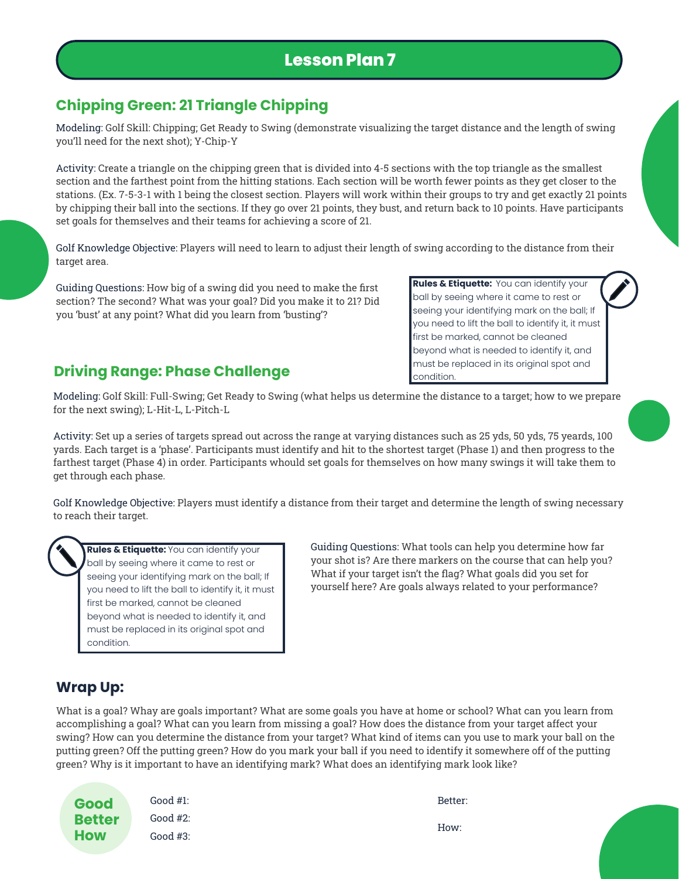# Lesson Plan 7

## Chipping Green: 21 Triangle Chipping

Modeling: Golf Skill: Chipping; Get Ready to Swing (demonstrate visualizing the target distance and the length of swing you'll need for the next shot); Y-Chip-Y

Activity: Create a triangle on the chipping green that is divided into 4-5 sections with the top triangle as the smallest section and the farthest point from the hitting stations. Each section will be worth fewer points as they get closer to the stations. (Ex. 7-5-3-1 with 1 being the closest section. Players will work within their groups to try and get exactly 21 points by chipping their ball into the sections. If they go over 21 points, they bust, and return back to 10 points. Have participants set goals for themselves and their teams for achieving a score of 21.

Golf Knowledge Objective: Players will need to learn to adjust their length of swing according to the distance from their target area.

Guiding Questions: How big of a swing did you need to make the first section? The second? What was your goal? Did you make it to 21? Did you 'bust' at any point? What did you learn from 'busting'?

**Rules & Etiquette:** You can identify your ball by seeing where it came to rest or seeing your identifying mark on the ball; If you need to lift the ball to identify it, it must first be marked, cannot be cleaned beyond what is needed to identify it, and must be replaced in its original spot and condition.

## Driving Range: Phase Challenge

Modeling: Golf Skill: Full-Swing; Get Ready to Swing (what helps us determine the distance to a target; how to we prepare for the next swing); L-Hit-L, L-Pitch-L

Activity: Set up a series of targets spread out across the range at varying distances such as 25 yds, 50 yds, 75 yeards, 100 yards. Each target is a 'phase'. Participants must identify and hit to the shortest target (Phase 1) and then progress to the farthest target (Phase 4) in order. Participants whould set goals for themselves on how many swings it will take them to get through each phase.

Golf Knowledge Objective: Players must identify a distance from their target and determine the length of swing necessary to reach their target.

**Rules & Etiquette:** You can identify your ball by seeing where it came to rest or seeing your identifying mark on the ball; If you need to lift the ball to identify it, it must first be marked, cannot be cleaned beyond what is needed to identify it, and must be replaced in its original spot and condition.

Guiding Questions: What tools can help you determine how far your shot is? Are there markers on the course that can help you? What if your target isn't the flag? What goals did you set for yourself here? Are goals always related to your performance?

## Wrap Up:

What is a goal? Whay are goals important? What are some goals you have at home or school? What can you learn from accomplishing a goal? What can you learn from missing a goal? How does the distance from your target affect your swing? How can you determine the distance from your target? What kind of items can you use to mark your ball on the putting green? Off the putting green? How do you mark your ball if you need to identify it somewhere off of the putting green? Why is it important to have an identifying mark? What does an identifying mark look like?

**Good Better How**

Good #1:

Good #2:

Good #3:

Better:

How: